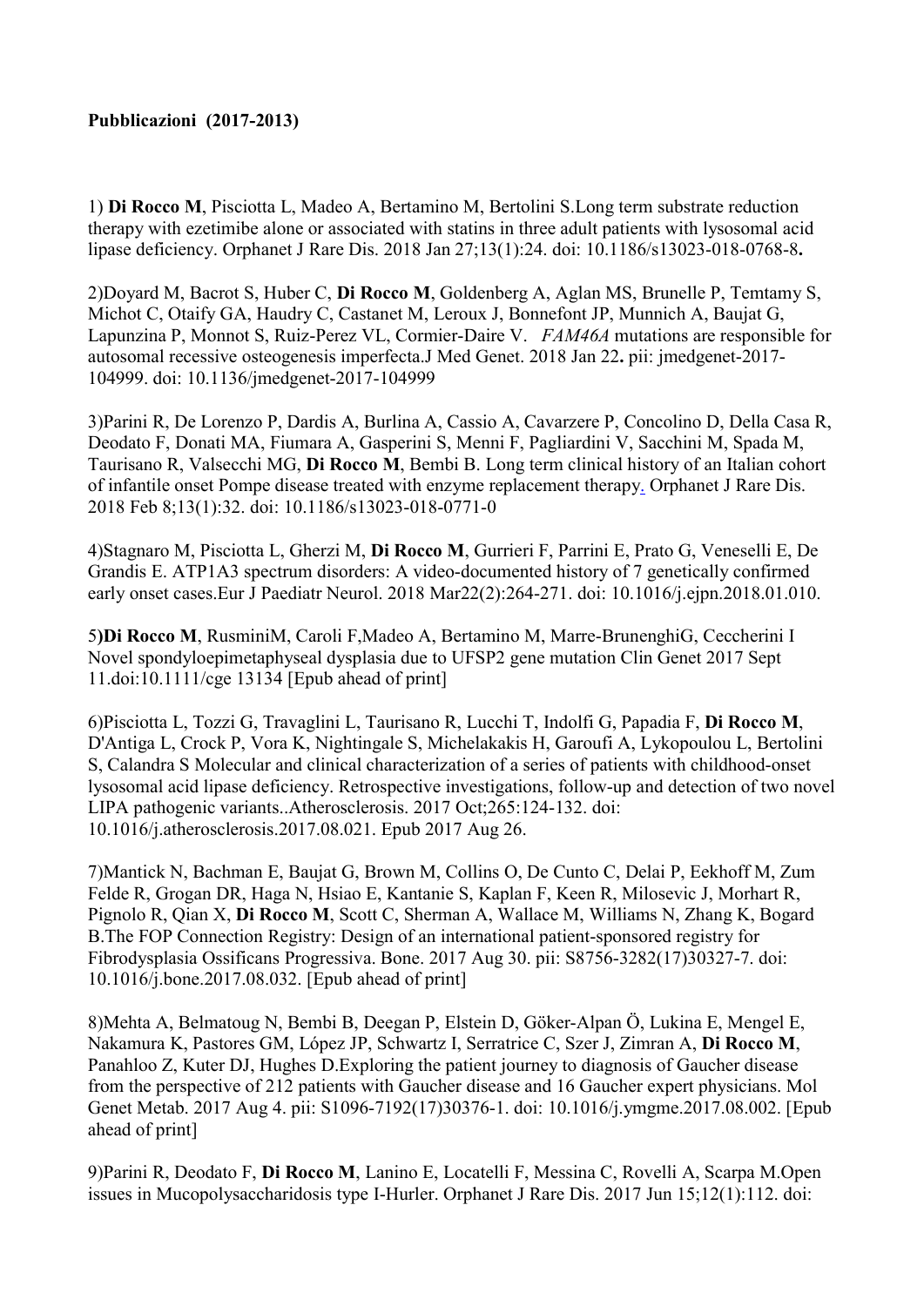**Pubblicazioni (2017-2013)**

1) **Di Rocco M**, Pisciotta L, Madeo A, Bertamino M, Bertolini S.Long term substrate reduction therapy with ezetimibe alone or associated with statins in three adult patients with lysosomal acid lipase deficiency. Orphanet J Rare Dis. 2018 Jan 27;13(1):24. doi: 10.1186/s13023-018-0768-8**.**

2)Doyard M, Bacrot S, Huber C, **Di Rocco M**, Goldenberg A, Aglan MS, Brunelle P, Temtamy S, Michot C, Otaify GA, Haudry C, Castanet M, Leroux J, Bonnefont JP, Munnich A, Baujat G, Lapunzina P, Monnot S, Ruiz-Perez VL, Cormier-Daire V. *FAM46A* mutations are responsible for autosomal recessive osteogenesis imperfecta.J Med Genet. 2018 Jan 22**.** pii: jmedgenet-2017-104999. doi: 10.1136/jmedgenet-2017-104999

3)Parini R, De Lorenzo P, Dardis A, Burlina A, Cassio A, Cavarzere P, Concolino D, Della Casa R, Deodato F, Donati MA, Fiumara A, Gasperini S, Menni F, Pagliardini V, Sacchini M, Spada M, Taurisano R, Valsecchi MG, **Di Rocco M**, Bembi B. Long term clinical history of an Italian cohort of infantile onset Pompe disease treated with enzyme replacement therapy. Orphanet J Rare Dis. 2018 Feb 8;13(1):32. doi: 10.1186/s13023-018-0771-0

4)Stagnaro M, Pisciotta L, Gherzi M, **Di Rocco M**, Gurrieri F, Parrini E, Prato G, Veneselli E, De Grandis E. ATP1A3 spectrum disorders: A video-documented history of 7 genetically confirmed early onset cases.Eur J Paediatr Neurol. 2018 Mar22(2):264-271. doi: 10.1016/j.ejpn.2018.01.010.

5)**Di Rocco M**, RusminiM, Caroli F,Madeo A, Bertamino M, Marre-BrunenghiG, Ceccherini I Novel spondyloepimetaphyseal dysplasia due to UFSP2 gene mutation Clin Genet 2017 Sept 11.doi:10.1111/cge 13134 [Epub ahead of print]

6)Pisciotta L, Tozzi G, Travaglini L, Taurisano R, Lucchi T, Indolfi G, Papadia F, **Di Rocco M**, D'Antiga L, Crock P, Vora K, Nightingale S, Michelakakis H, Garoufi A, Lykopoulou L, Bertolini S, Calandra S Molecular and clinical characterization of a series of patients with childhood-onset lysosomal acid lipase deficiency. Retrospective investigations, follow-up and detection of two novel LIPA pathogenic variants..Atherosclerosis. 2017 Oct;265:124-132. doi: 10.1016/j.atherosclerosis.2017.08.021. Epub 2017 Aug 26.

7)Mantick N, Bachman E, Baujat G, Brown M, Collins O, De Cunto C, Delai P, Eekhoff M, Zum Felde R, Grogan DR, Haga N, Hsiao E, Kantanie S, Kaplan F, Keen R, Milosevic J, Morhart R, Pignolo R, Qian X, **Di Rocco M**, Scott C, Sherman A, Wallace M, Williams N, Zhang K, Bogard B.The FOP Connection Registry: Design of an international patient-sponsored registry for Fibrodysplasia Ossificans Progressiva. Bone. 2017 Aug 30. pii: S8756-3282(17)30327-7. doi: 10.1016/j.bone.2017.08.032. [Epub ahead of print]

8)Mehta A, Belmatoug N, Bembi B, Deegan P, Elstein D, Göker-Alpan Ö, Lukina E, Mengel E, Nakamura K, Pastores GM, López JP, Schwartz I, Serratrice C, Szer J, Zimran A, **Di Rocco M**, Panahloo Z, Kuter DJ, Hughes D.Exploring the patient journey to diagnosis of Gaucher disease from the perspective of 212 patients with Gaucher disease and 16 Gaucher expert physicians. Mol Genet Metab. 2017 Aug 4. pii: S1096-7192(17)30376-1. doi: 10.1016/j.ymgme.2017.08.002. [Epub ahead of print]

9)Parini R, Deodato F, **Di Rocco M**, Lanino E, Locatelli F, Messina C, Rovelli A, Scarpa M.Open issues in Mucopolysaccharidosis type I-Hurler. Orphanet J Rare Dis. 2017 Jun 15;12(1):112. doi: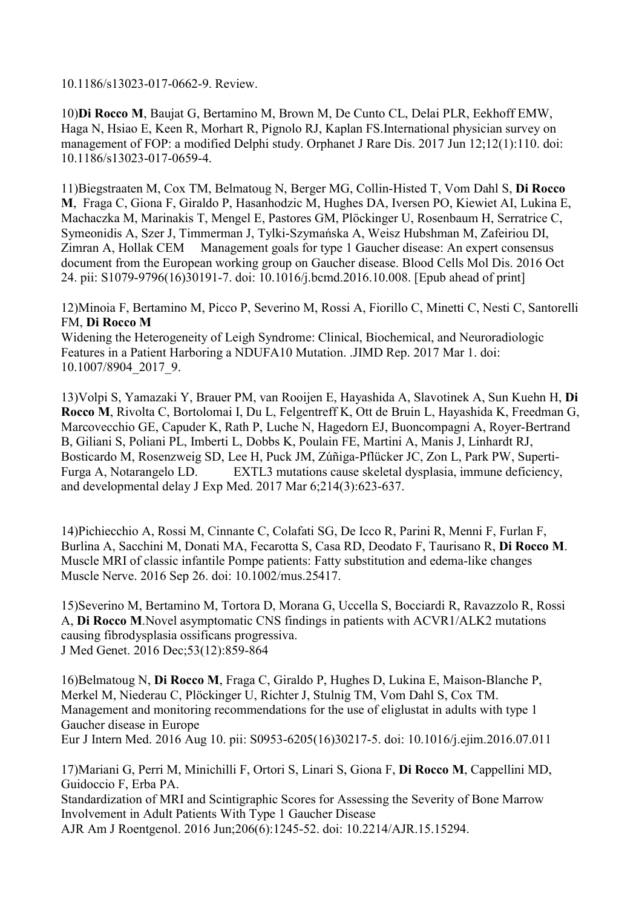10.1186/s13023-017-0662-9. Review.

10)**Di Rocco M**, Baujat G, Bertamino M, Brown M, De Cunto CL, Delai PLR, Eekhoff EMW, Haga N, Hsiao E, Keen R, Morhart R, Pignolo RJ, Kaplan FS.International physician survey on management of FOP: a modified Delphi study. Orphanet J Rare Dis. 2017 Jun 12;12(1):110. doi: 10.1186/s13023-017-0659-4.

11)Biegstraaten M, Cox TM, Belmatoug N, Berger MG, Collin-Histed T, Vom Dahl S, **Di Rocco M**, Fraga C, Giona F, Giraldo P, Hasanhodzic M, Hughes DA, Iversen PO, Kiewiet AI, Lukina E, Machaczka M, Marinakis T, Mengel E, Pastores GM, Plöckinger U, Rosenbaum H, Serratrice C, Symeonidis A, Szer J, Timmerman J, Tylki-Szymańska A, Weisz Hubshman M, Zafeiriou DI, Zimran A, Hollak CEM Management goals for type 1 Gaucher disease: An expert consensus document from the European working group on Gaucher disease. Blood Cells Mol Dis. 2016 Oct 24. pii: S1079-9796(16)30191-7. doi: 10.1016/j.bcmd.2016.10.008. [Epub ahead of print]

12)Minoia F, Bertamino M, Picco P, Severino M, Rossi A, Fiorillo C, Minetti C, Nesti C, Santorelli FM, **Di Rocco M**
Widening the Heterogeneity of Leigh Syndrome: Clinical, Biochemical, and Neuroradiologic Features in a Patient Harboring a NDUFA10 Mutation. .JIMD Rep. 2017 Mar 1. doi: 10.1007/8904_2017_9.

13)Volpi S, Yamazaki Y, Brauer PM, van Rooijen E, Hayashida A, Slavotinek A, Sun Kuehn H, **Di Rocco M**, Rivolta C, Bortolomai I, Du L, Felgentreff K, Ott de Bruin L, Hayashida K, Freedman G, Marcovecchio GE, Capuder K, Rath P, Luche N, Hagedorn EJ, Buoncompagni A, Royer-Bertrand B, Giliani S, Poliani PL, Imberti L, Dobbs K, Poulain FE, Martini A, Manis J, Linhardt RJ, Bosticardo M, Rosenzweig SD, Lee H, Puck JM, Zúñiga-Pflücker JC, Zon L, Park PW, Superti-Furga A, Notarangelo LD. EXTL3 mutations cause skeletal dysplasia, immune deficiency, and developmental delay J Exp Med. 2017 Mar 6;214(3):623-637.

14)Pichiecchio A, Rossi M, Cinnante C, Colafati SG, De Icco R, Parini R, Menni F, Furlan F, Burlina A, Sacchini M, Donati MA, Fecarotta S, Casa RD, Deodato F, Taurisano R, **Di Rocco M**. Muscle MRI of classic infantile Pompe patients: Fatty substitution and edema-like changes Muscle Nerve. 2016 Sep 26. doi: 10.1002/mus.25417.

15)Severino M, Bertamino M, Tortora D, Morana G, Uccella S, Bocciardi R, Ravazzolo R, Rossi A, **Di Rocco M**.Novel asymptomatic CNS findings in patients with ACVR1/ALK2 mutations causing fibrodysplasia ossificans progressiva.
J Med Genet. 2016 Dec;53(12):859-864

16)Belmatoug N, **Di Rocco M**, Fraga C, Giraldo P, Hughes D, Lukina E, Maison-Blanche P, Merkel M, Niederau C, Plöckinger U, Richter J, Stulnig TM, Vom Dahl S, Cox TM.
Management and monitoring recommendations for the use of eliglustat in adults with type 1 Gaucher disease in Europe
Eur J Intern Med. 2016 Aug 10. pii: S0953-6205(16)30217-5. doi: 10.1016/j.ejim.2016.07.011

17)Mariani G, Perri M, Minichilli F, Ortori S, Linari S, Giona F, **Di Rocco M**, Cappellini MD, Guidoccio F, Erba PA.
Standardization of MRI and Scintigraphic Scores for Assessing the Severity of Bone Marrow Involvement in Adult Patients With Type 1 Gaucher Disease
AJR Am J Roentgenol. 2016 Jun;206(6):1245-52. doi: 10.2214/AJR.15.15294.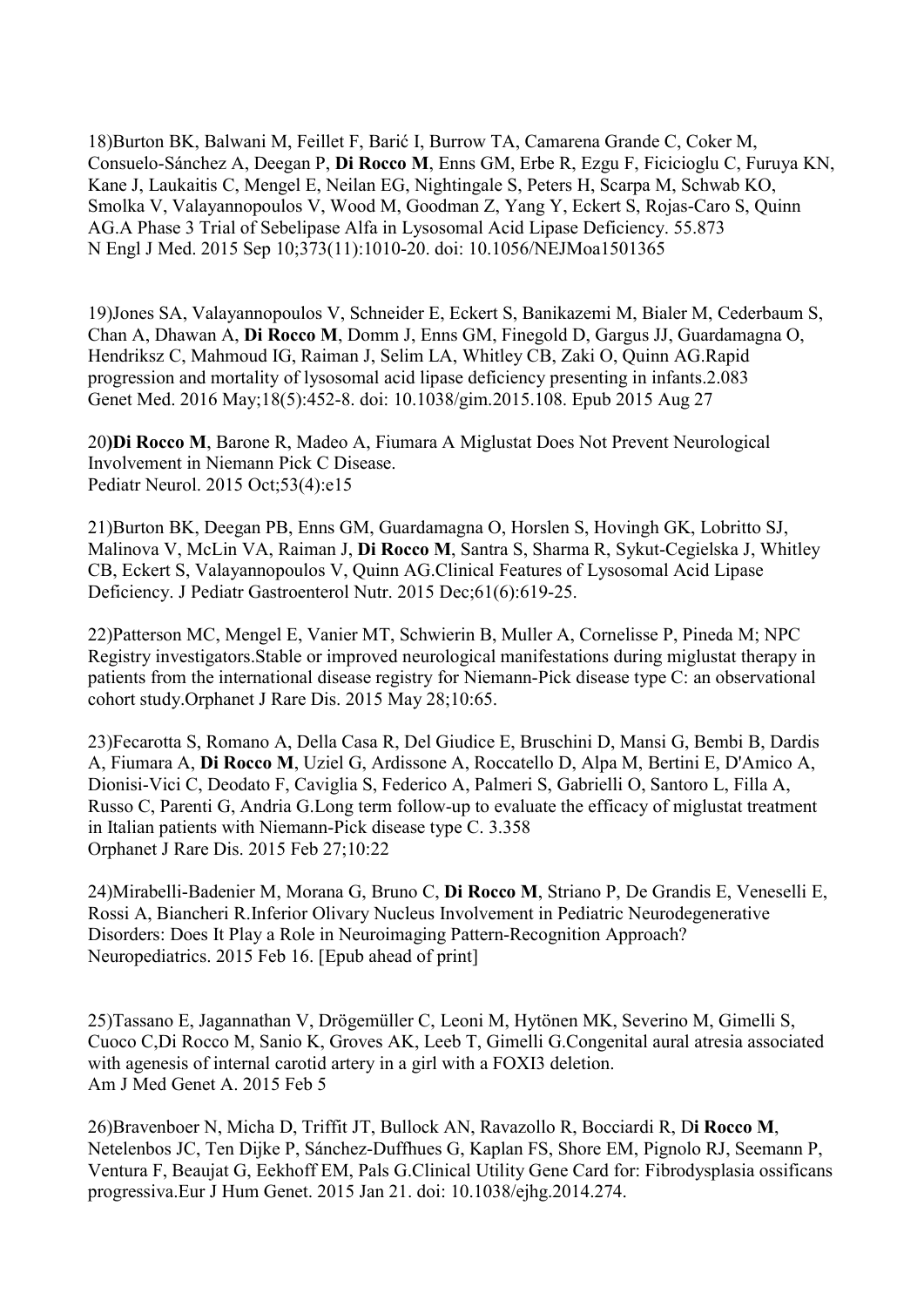18)Burton BK, Balwani M, Feillet F, Barić I, Burrow TA, Camarena Grande C, Coker M, Consuelo-Sánchez A, Deegan P, **Di Rocco M**, Enns GM, Erbe R, Ezgu F, Ficicioglu C, Furuya KN, Kane J, Laukaitis C, Mengel E, Neilan EG, Nightingale S, Peters H, Scarpa M, Schwab KO, Smolka V, Valayannopoulos V, Wood M, Goodman Z, Yang Y, Eckert S, Rojas-Caro S, Quinn AG.A Phase 3 Trial of Sebelipase Alfa in Lysosomal Acid Lipase Deficiency. 55.873
N Engl J Med. 2015 Sep 10;373(11):1010-20. doi: 10.1056/NEJMoa1501365

19)Jones SA, Valayannopoulos V, Schneider E, Eckert S, Banikazemi M, Bialer M, Cederbaum S, Chan A, Dhawan A, **Di Rocco M**, Domm J, Enns GM, Finegold D, Gargus JJ, Guardamagna O, Hendriksz C, Mahmoud IG, Raiman J, Selim LA, Whitley CB, Zaki O, Quinn AG.Rapid progression and mortality of lysosomal acid lipase deficiency presenting in infants.2.083
Genet Med. 2016 May;18(5):452-8. doi: 10.1038/gim.2015.108. Epub 2015 Aug 27

20)**Di Rocco M**, Barone R, Madeo A, Fiumara A Miglustat Does Not Prevent Neurological Involvement in Niemann Pick C Disease.
Pediatr Neurol. 2015 Oct;53(4):e15

21)Burton BK, Deegan PB, Enns GM, Guardamagna O, Horslen S, Hovingh GK, Lobritto SJ, Malinova V, McLin VA, Raiman J, **Di Rocco M**, Santra S, Sharma R, Sykut-Cegielska J, Whitley CB, Eckert S, Valayannopoulos V, Quinn AG.Clinical Features of Lysosomal Acid Lipase Deficiency. J Pediatr Gastroenterol Nutr. 2015 Dec;61(6):619-25.

22)Patterson MC, Mengel E, Vanier MT, Schwierin B, Muller A, Cornelisse P, Pineda M; NPC Registry investigators.Stable or improved neurological manifestations during miglustat therapy in patients from the international disease registry for Niemann-Pick disease type C: an observational cohort study.Orphanet J Rare Dis. 2015 May 28;10:65.

23)Fecarotta S, Romano A, Della Casa R, Del Giudice E, Bruschini D, Mansi G, Bembi B, Dardis A, Fiumara A, **Di Rocco M**, Uziel G, Ardissone A, Roccatello D, Alpa M, Bertini E, D'Amico A, Dionisi-Vici C, Deodato F, Caviglia S, Federico A, Palmeri S, Gabrielli O, Santoro L, Filla A, Russo C, Parenti G, Andria G.Long term follow-up to evaluate the efficacy of miglustat treatment in Italian patients with Niemann-Pick disease type C. 3.358
Orphanet J Rare Dis. 2015 Feb 27;10:22

24)Mirabelli-Badenier M, Morana G, Bruno C, **Di Rocco M**, Striano P, De Grandis E, Veneselli E, Rossi A, Biancheri R.Inferior Olivary Nucleus Involvement in Pediatric Neurodegenerative Disorders: Does It Play a Role in Neuroimaging Pattern-Recognition Approach?
Neuropediatrics. 2015 Feb 16. [Epub ahead of print]

25)Tassano E, Jagannathan V, Drögemüller C, Leoni M, Hytönen MK, Severino M, Gimelli S, Cuoco C,Di Rocco M, Sanio K, Groves AK, Leeb T, Gimelli G.Congenital aural atresia associated with agenesis of internal carotid artery in a girl with a FOXI3 deletion.
Am J Med Genet A. 2015 Feb 5

26)Bravenboer N, Micha D, Triffit JT, Bullock AN, Ravazollo R, Bocciardi R, D**i Rocco M**, Netelenbos JC, Ten Dijke P, Sánchez-Duffhues G, Kaplan FS, Shore EM, Pignolo RJ, Seemann P, Ventura F, Beaujat G, Eekhoff EM, Pals G.Clinical Utility Gene Card for: Fibrodysplasia ossificans progressiva.Eur J Hum Genet. 2015 Jan 21. doi: 10.1038/ejhg.2014.274.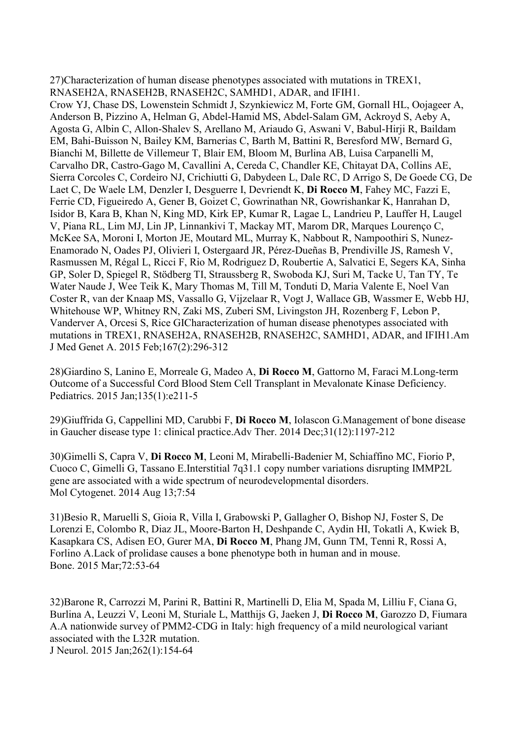27)Characterization of human disease phenotypes associated with mutations in TREX1, RNASEH2A, RNASEH2B, RNASEH2C, SAMHD1, ADAR, and IFIH1.
Crow YJ, Chase DS, Lowenstein Schmidt J, Szynkiewicz M, Forte GM, Gornall HL, Oojageer A, Anderson B, Pizzino A, Helman G, Abdel-Hamid MS, Abdel-Salam GM, Ackroyd S, Aeby A, Agosta G, Albin C, Allon-Shalev S, Arellano M, Ariaudo G, Aswani V, Babul-Hirji R, Baildam EM, Bahi-Buisson N, Bailey KM, Barnerias C, Barth M, Battini R, Beresford MW, Bernard G, Bianchi M, Billette de Villemeur T, Blair EM, Bloom M, Burlina AB, Luisa Carpanelli M, Carvalho DR, Castro-Gago M, Cavallini A, Cereda C, Chandler KE, Chitayat DA, Collins AE, Sierra Corcoles C, Cordeiro NJ, Crichiutti G, Dabydeen L, Dale RC, D Arrigo S, De Goede CG, De Laet C, De Waele LM, Denzler I, Desguerre I, Devriendt K, **Di Rocco M**, Fahey MC, Fazzi E, Ferrie CD, Figueiredo A, Gener B, Goizet C, Gowrinathan NR, Gowrishankar K, Hanrahan D, Isidor B, Kara B, Khan N, King MD, Kirk EP, Kumar R, Lagae L, Landrieu P, Lauffer H, Laugel V, Piana RL, Lim MJ, Lin JP, Linnankivi T, Mackay MT, Marom DR, Marques Lourenço C, McKee SA, Moroni I, Morton JE, Moutard ML, Murray K, Nabbout R, Nampoothiri S, Nunez-Enamorado N, Oades PJ, Olivieri I, Ostergaard JR, Pérez-Dueñas B, Prendiville JS, Ramesh V, Rasmussen M, Régal L, Ricci F, Rio M, Rodriguez D, Roubertie A, Salvatici E, Segers KA, Sinha GP, Soler D, Spiegel R, Stödberg TI, Straussberg R, Swoboda KJ, Suri M, Tacke U, Tan TY, Te Water Naude J, Wee Teik K, Mary Thomas M, Till M, Tonduti D, Maria Valente E, Noel Van Coster R, van der Knaap MS, Vassallo G, Vijzelaar R, Vogt J, Wallace GB, Wassmer E, Webb HJ, Whitehouse WP, Whitney RN, Zaki MS, Zuberi SM, Livingston JH, Rozenberg F, Lebon P, Vanderver A, Orcesi S, Rice GICharacterization of human disease phenotypes associated with mutations in TREX1, RNASEH2A, RNASEH2B, RNASEH2C, SAMHD1, ADAR, and IFIH1.Am J Med Genet A. 2015 Feb;167(2):296-312

28)Giardino S, Lanino E, Morreale G, Madeo A, **Di Rocco M**, Gattorno M, Faraci M.Long-term Outcome of a Successful Cord Blood Stem Cell Transplant in Mevalonate Kinase Deficiency. Pediatrics. 2015 Jan;135(1):e211-5

29)Giuffrida G, Cappellini MD, Carubbi F, **Di Rocco M**, Iolascon G.Management of bone disease in Gaucher disease type 1: clinical practice.Adv Ther. 2014 Dec;31(12):1197-212

30)Gimelli S, Capra V, **Di Rocco M**, Leoni M, Mirabelli-Badenier M, Schiaffino MC, Fiorio P, Cuoco C, Gimelli G, Tassano E.Interstitial 7q31.1 copy number variations disrupting IMMP2L gene are associated with a wide spectrum of neurodevelopmental disorders.
Mol Cytogenet. 2014 Aug 13;7:54

31)Besio R, Maruelli S, Gioia R, Villa I, Grabowski P, Gallagher O, Bishop NJ, Foster S, De Lorenzi E, Colombo R, Diaz JL, Moore-Barton H, Deshpande C, Aydin HI, Tokatli A, Kwiek B, Kasapkara CS, Adisen EO, Gurer MA, **Di Rocco M**, Phang JM, Gunn TM, Tenni R, Rossi A, Forlino A.Lack of prolidase causes a bone phenotype both in human and in mouse.
Bone. 2015 Mar;72:53-64

32)Barone R, Carrozzi M, Parini R, Battini R, Martinelli D, Elia M, Spada M, Lilliu F, Ciana G, Burlina A, Leuzzi V, Leoni M, Sturiale L, Matthijs G, Jaeken J, **Di Rocco M**, Garozzo D, Fiumara A.A nationwide survey of PMM2-CDG in Italy: high frequency of a mild neurological variant associated with the L32R mutation.
J Neurol. 2015 Jan;262(1):154-64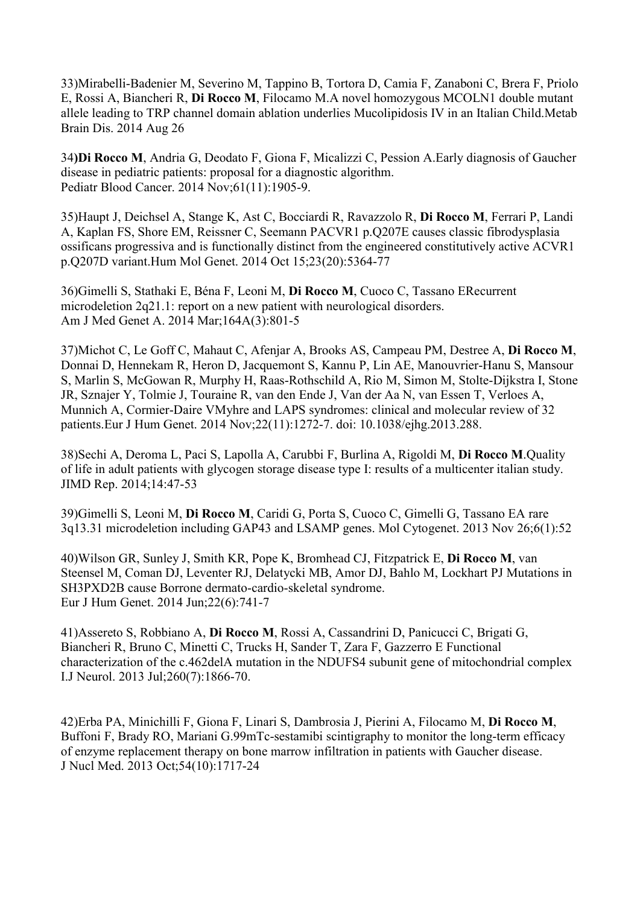33)Mirabelli-Badenier M, Severino M, Tappino B, Tortora D, Camia F, Zanaboni C, Brera F, Priolo E, Rossi A, Biancheri R, **Di Rocco M**, Filocamo M.A novel homozygous MCOLN1 double mutant allele leading to TRP channel domain ablation underlies Mucolipidosis IV in an Italian Child.Metab Brain Dis. 2014 Aug 26

34)**Di Rocco M**, Andria G, Deodato F, Giona F, Micalizzi C, Pession A.Early diagnosis of Gaucher disease in pediatric patients: proposal for a diagnostic algorithm.
Pediatr Blood Cancer. 2014 Nov;61(11):1905-9.

35)Haupt J, Deichsel A, Stange K, Ast C, Bocciardi R, Ravazzolo R, **Di Rocco M**, Ferrari P, Landi A, Kaplan FS, Shore EM, Reissner C, Seemann PACVR1 p.Q207E causes classic fibrodysplasia ossificans progressiva and is functionally distinct from the engineered constitutively active ACVR1 p.Q207D variant.Hum Mol Genet. 2014 Oct 15;23(20):5364-77

36)Gimelli S, Stathaki E, Béna F, Leoni M, **Di Rocco M**, Cuoco C, Tassano ERecurrent microdeletion 2q21.1: report on a new patient with neurological disorders.
Am J Med Genet A. 2014 Mar;164A(3):801-5

37)Michot C, Le Goff C, Mahaut C, Afenjar A, Brooks AS, Campeau PM, Destree A, **Di Rocco M**, Donnai D, Hennekam R, Heron D, Jacquemont S, Kannu P, Lin AE, Manouvrier-Hanu S, Mansour S, Marlin S, McGowan R, Murphy H, Raas-Rothschild A, Rio M, Simon M, Stolte-Dijkstra I, Stone JR, Sznajer Y, Tolmie J, Touraine R, van den Ende J, Van der Aa N, van Essen T, Verloes A, Munnich A, Cormier-Daire VMyhre and LAPS syndromes: clinical and molecular review of 32 patients.Eur J Hum Genet. 2014 Nov;22(11):1272-7. doi: 10.1038/ejhg.2013.288.

38)Sechi A, Deroma L, Paci S, Lapolla A, Carubbi F, Burlina A, Rigoldi M, **Di Rocco M**.Quality of life in adult patients with glycogen storage disease type I: results of a multicenter italian study. JIMD Rep. 2014;14:47-53

39)Gimelli S, Leoni M, **Di Rocco M**, Caridi G, Porta S, Cuoco C, Gimelli G, Tassano EA rare 3q13.31 microdeletion including GAP43 and LSAMP genes. Mol Cytogenet. 2013 Nov 26;6(1):52

40)Wilson GR, Sunley J, Smith KR, Pope K, Bromhead CJ, Fitzpatrick E, **Di Rocco M**, van Steensel M, Coman DJ, Leventer RJ, Delatycki MB, Amor DJ, Bahlo M, Lockhart PJ Mutations in SH3PXD2B cause Borrone dermato-cardio-skeletal syndrome.
Eur J Hum Genet. 2014 Jun;22(6):741-7

41)Assereto S, Robbiano A, **Di Rocco M**, Rossi A, Cassandrini D, Panicucci C, Brigati G, Biancheri R, Bruno C, Minetti C, Trucks H, Sander T, Zara F, Gazzerro E Functional characterization of the c.462delA mutation in the NDUFS4 subunit gene of mitochondrial complex I.J Neurol. 2013 Jul;260(7):1866-70.

42)Erba PA, Minichilli F, Giona F, Linari S, Dambrosia J, Pierini A, Filocamo M, **Di Rocco M**, Buffoni F, Brady RO, Mariani G.99mTc-sestamibi scintigraphy to monitor the long-term efficacy of enzyme replacement therapy on bone marrow infiltration in patients with Gaucher disease.
J Nucl Med. 2013 Oct;54(10):1717-24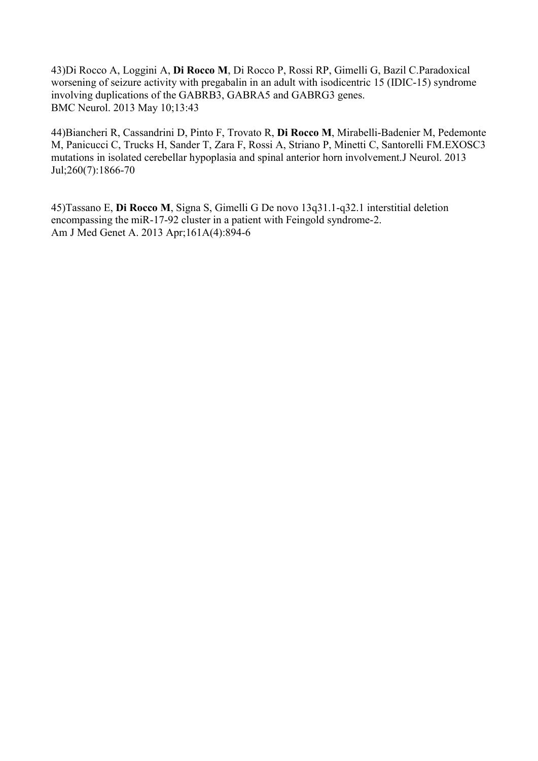43)Di Rocco A, Loggini A, **Di Rocco M**, Di Rocco P, Rossi RP, Gimelli G, Bazil C.Paradoxical worsening of seizure activity with pregabalin in an adult with isodicentric 15 (IDIC-15) syndrome involving duplications of the GABRB3, GABRA5 and GABRG3 genes.
BMC Neurol. 2013 May 10;13:43

44)Biancheri R, Cassandrini D, Pinto F, Trovato R, **Di Rocco M**, Mirabelli-Badenier M, Pedemonte M, Panicucci C, Trucks H, Sander T, Zara F, Rossi A, Striano P, Minetti C, Santorelli FM.EXOSC3 mutations in isolated cerebellar hypoplasia and spinal anterior horn involvement.J Neurol. 2013 Jul;260(7):1866-70

45)Tassano E, **Di Rocco M**, Signa S, Gimelli G De novo 13q31.1-q32.1 interstitial deletion encompassing the miR-17-92 cluster in a patient with Feingold syndrome-2.
Am J Med Genet A. 2013 Apr;161A(4):894-6